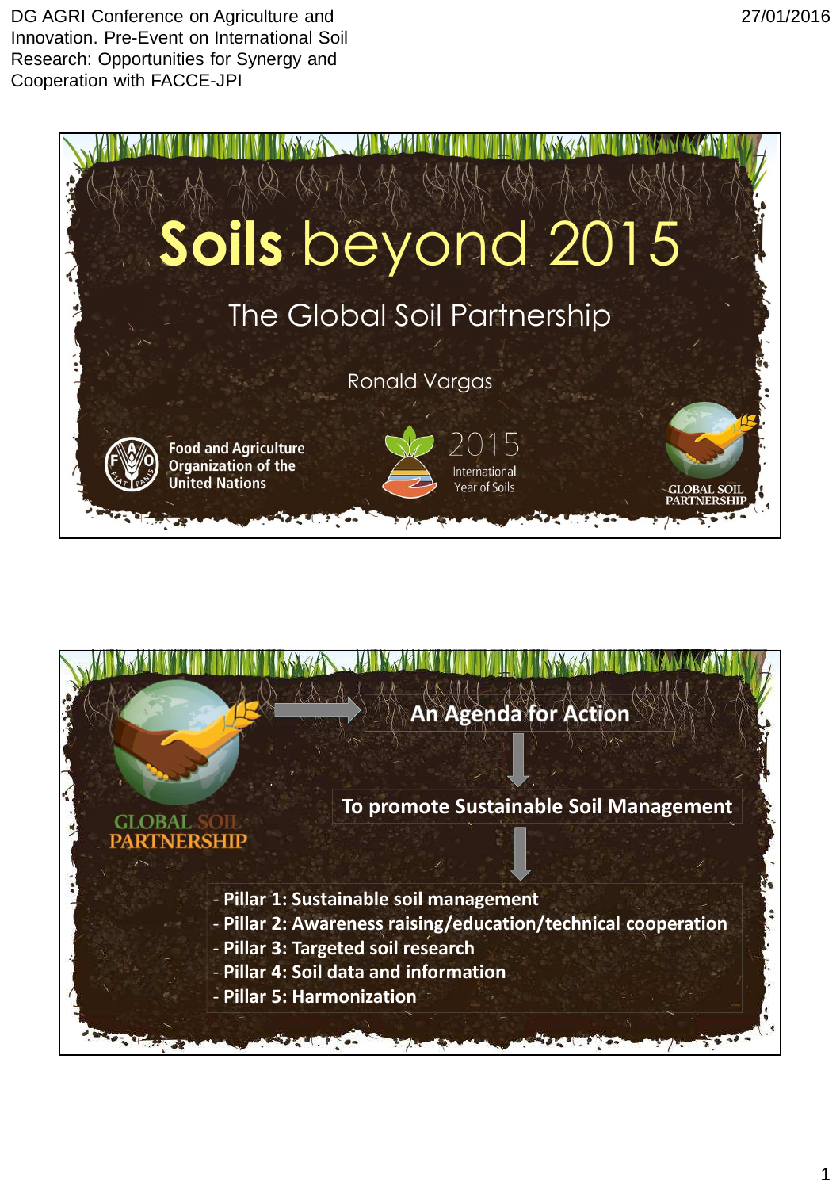# Soils beyond 2015

## The Global Soil Partnership

Ronald Vargas

Food and Agriculture Organization of the United Nations

2015 International Year of Soils

GLOBAL SOIL PARTNERSHIP

---

GLOBAL SOIL PARTNERSHIP

**An Agenda for Action**

**To promote Sustainable Soil Management**

- **Pillar 1: Sustainable soil management**
- **Pillar 2: Awareness raising/education/technical cooperation**
- **Pillar 3: Targeted soil research**
- **Pillar 4: Soil data and information**
- **Pillar 5: Harmonization**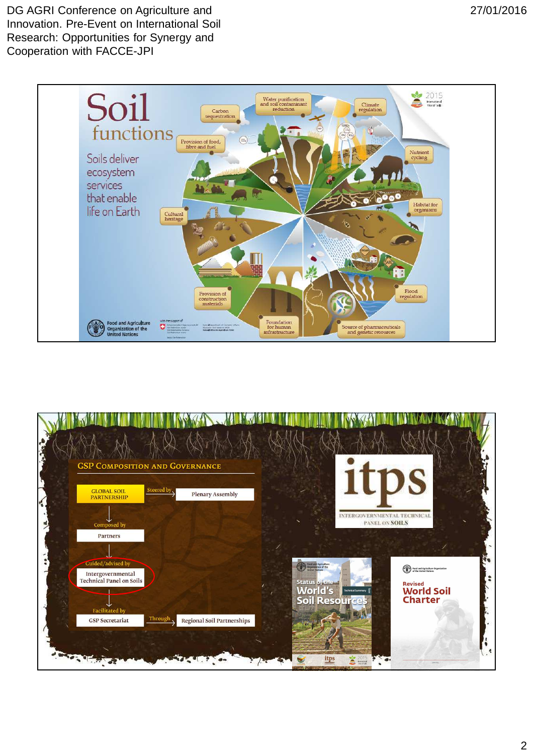# Soil functions

Soils deliver ecosystem services that enable life on Earth

- Carbon sequestration
- Water purification and soil contaminant reduction
- Climate regulation
- Nutrient cycling
- Habitat for organisms
- Flood regulation
- Source of pharmaceuticals and genetic resources
- Foundation for human infrastructure
- Provision of construction materials
- Cultural heritage
- Provision of food, fibre and fuel

Food and Agriculture Organization of the United Nations

## GSP Composition and Governance

- GLOBAL SOIL PARTNERSHIP → Steered by → Plenary Assembly
- Composed by → Partners
- Guided/advised by → Intergovernmental Technical Panel on Soils
- Facilitated by → GSP Secretariat → Through → Regional Soil Partnerships

itps — INTERGOVERNMENTAL TECHNICAL PANEL ON SOILS

Status of the World's Soil Resources — Technical Summary

Revised World Soil Charter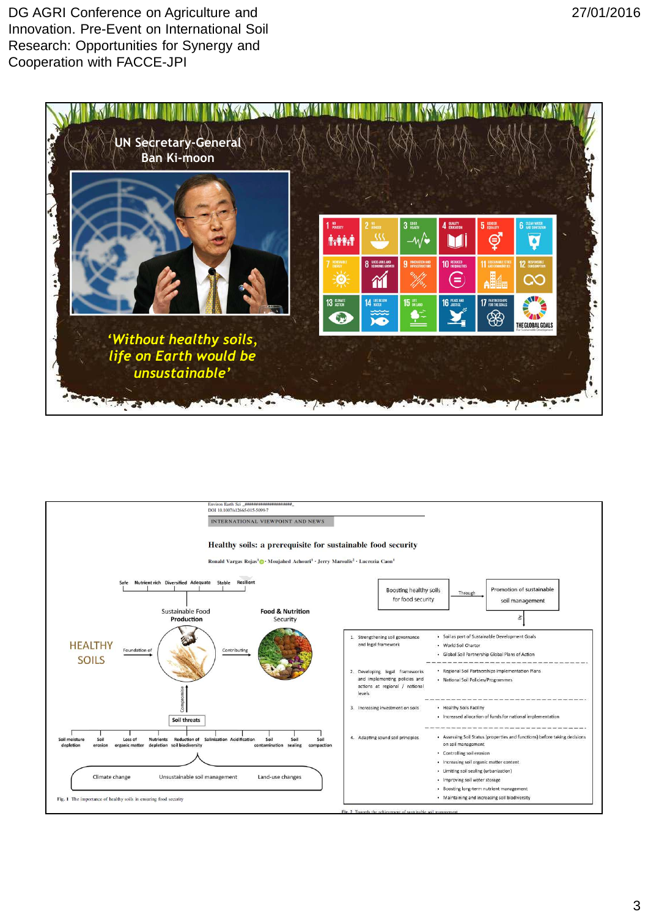UN Secretary-General
Ban Ki-moon

*'Without healthy soils, life on Earth would be unsustainable'*

Environ Earth Sci _####################_
DOI 10.1007/s12665-015-5099-7

INTERNATIONAL VIEWPOINT AND NEWS

**Healthy soils: a prerequisite for sustainable food security**

Ronald Vargas Rojas[1] · Moujahed Achouri[1] · Jerry Maroulis[2] · Lucrezia Caon[1]

Safe · Nutrient rich · Diversified · Adequate · Stable · Resilient

Sustainable Food **Production**

**Food & Nutrition** Security

HEALTHY SOILS — Foundation of — Contributing

Compromise

Soil threats

Soil moisture depletion · Soil erosion · Loss of organic matter · Nutrients depletion · Reduction of soil biodiversity · Salinization · Acidification · Soil contamination · Soil sealing · Soil compaction

Climate change · Unsustainable soil management · Land-use changes

Fig. 1 The importance of healthy soils in ensuring food security

Boosting healthy soils for food security — Through — Promotion of sustainable soil management

1. Strengthening soil governance and legal framework
   - Soil as part of Sustainable Development Goals
   - World Soil Charter
   - Global Soil Partnership Global Plans of Action
2. Developing legal frameworks and implementing policies and actions at regional / national levels
   - Regional Soil Partnerships Implementation Plans
   - National Soil Policies/Programmes
3. Increasing investment on soils
   - Healthy Soils Facility
   - Increased allocation of funds for national implementation
4. Adopting sound soil principles
   - Assessing Soil Status (properties and functions) before taking decisions on soil management
   - Controlling soil erosion
   - Increasing soil organic matter content
   - Limiting soil sealing (urbanization)
   - Improving soil water storage
   - Boosting long-term nutrient management
   - Maintaining and increasing soil biodiversity

Fig. 2 Towards the achievement of sustainable soil management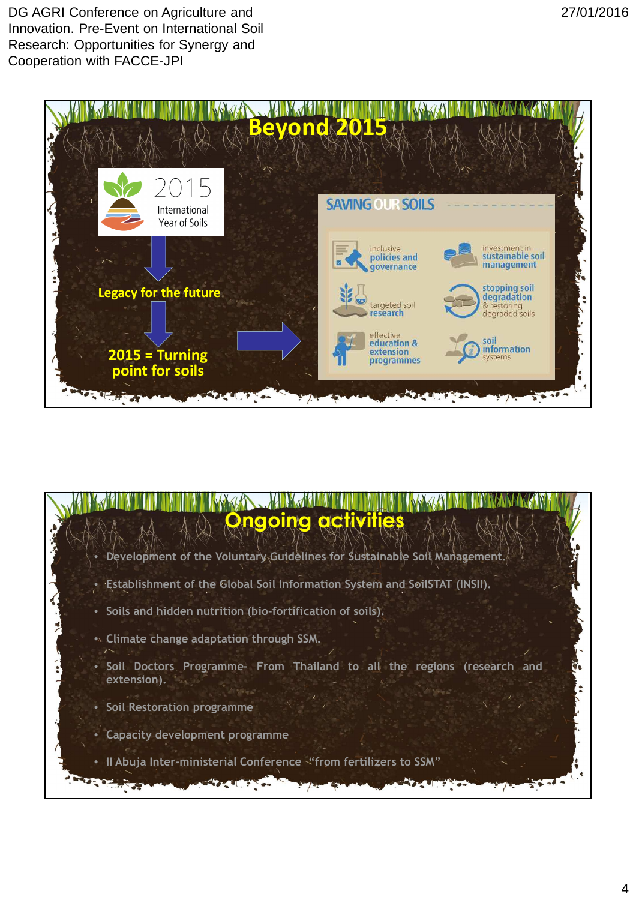# Beyond 2015

2015 International Year of Soils

Legacy for the future

2015 = Turning point for soils

SAVING OUR SOILS

- inclusive policies and governance
- investment in sustainable soil management
- targeted soil research
- stopping soil degradation & restoring degraded soils
- effective education & extension programmes
- soil information systems

# Ongoing activities

- Development of the Voluntary Guidelines for Sustainable Soil Management.
- Establishment of the Global Soil Information System and SoilSTAT (INSII).
- Soils and hidden nutrition (bio-fortification of soils).
- Climate change adaptation through SSM.
- Soil Doctors Programme- From Thailand to all the regions (research and extension).
- Soil Restoration programme
- Capacity development programme
- II Abuja Inter-ministerial Conference "from fertilizers to SSM"